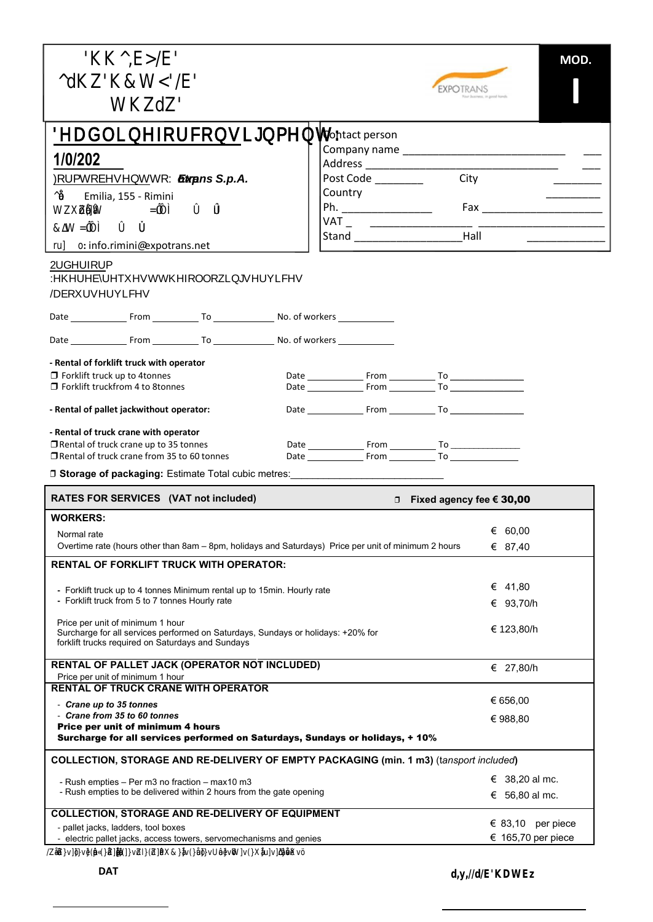'KK^,E>/E'
^dKZ'K&W<'/E'
WKZdZ'

**MOD.**

**I**

EXPOTRANS

'HDGOLQHIRUFRQVLJQPHQW:

**1/0/202**

)RUPWREHVHQWWR: ***Expotrans S.p.A.***

Emilia, 155 - Rimini

ru] o: info.rimini@expotrans.net

Contact person
Company name ______________________________
Address ______________________________
Post Code ________ City ________
Country ________
Ph. ______________ Fax ______________
VAT ______________
Stand ______________ Hall ______________

2UGHUIRUP

:HKHUHE\UHTXHVWWKHIROORZLQJVHUYLFHV

/DERXUVHUYLFHV

Date ___________ From ___________ To ___________ No. of workers ___________

Date ___________ From ___________ To ___________ No. of workers ___________

**- Rental of forklift truck with operator**

❒ Forklift truck up to 4tonnes — Date ___________ From ___________ To ___________

❒ Forklift truckfrom 4 to 8tonnes — Date ___________ From ___________ To ___________

**- Rental of pallet jackwithout operator:** Date ___________ From ___________ To ___________

**- Rental of truck crane with operator**

❒ Rental of truck crane up to 35 tonnes — Date ___________ From ___________ To ___________

❒ Rental of truck crane from 35 to 60 tonnes — Date ___________ From ___________ To ___________

❒ **Storage of packaging:** Estimate Total cubic metres: ______________________________

| **RATES FOR SERVICES (VAT not included)** | ❒ **Fixed agency fee € 30,00** |
|---|---|
| **WORKERS:** | |
| Normal rate | € 60,00 |
| Overtime rate (hours other than 8am – 8pm, holidays and Saturdays) Price per unit of minimum 2 hours | € 87,40 |
| **RENTAL OF FORKLIFT TRUCK WITH OPERATOR:** | |
| - Forklift truck up to 4 tonnes Minimum rental up to 15min. Hourly rate | € 41,80 |
| - Forklift truck from 5 to 7 tonnes Hourly rate | € 93,70/h |
| Price per unit of minimum 1 hour<br>Surcharge for all services performed on Saturdays, Sundays or holidays: +20% for forklift trucks required on Saturdays and Sundays | € 123,80/h |
| **RENTAL OF PALLET JACK (OPERATOR NOT INCLUDED)**<br>Price per unit of minimum 1 hour | € 27,80/h |
| **RENTAL OF TRUCK CRANE WITH OPERATOR** | |
| - ***Crane up to 35 tonnes*** | € 656,00 |
| - ***Crane from 35 to 60 tonnes*** | € 988,80 |
| **Price per unit of minimum 4 hours**<br>**Surcharge for all services performed on Saturdays, Sundays or holidays, + 10%** | |
| **COLLECTION, STORAGE AND RE-DELIVERY OF EMPTY PACKAGING (min. 1 m3)** (*tansport included*) | |
| - Rush empties – Per m3 no fraction – max10 m3 | € 38,20 al mc. |
| - Rush empties to be delivered within 2 hours from the gate opening | € 56,80 al mc. |
| **COLLECTION, STORAGE AND RE-DELIVERY OF EQUIPMENT** | |
| - pallet jacks, ladders, tool boxes | € 83,10 per piece |
| - electric pallet jacks, access towers, servomechanisms and genies | € 165,70 per piece |

**DAT** ____________________

**d,y,//d/E'KDWEz** ____________________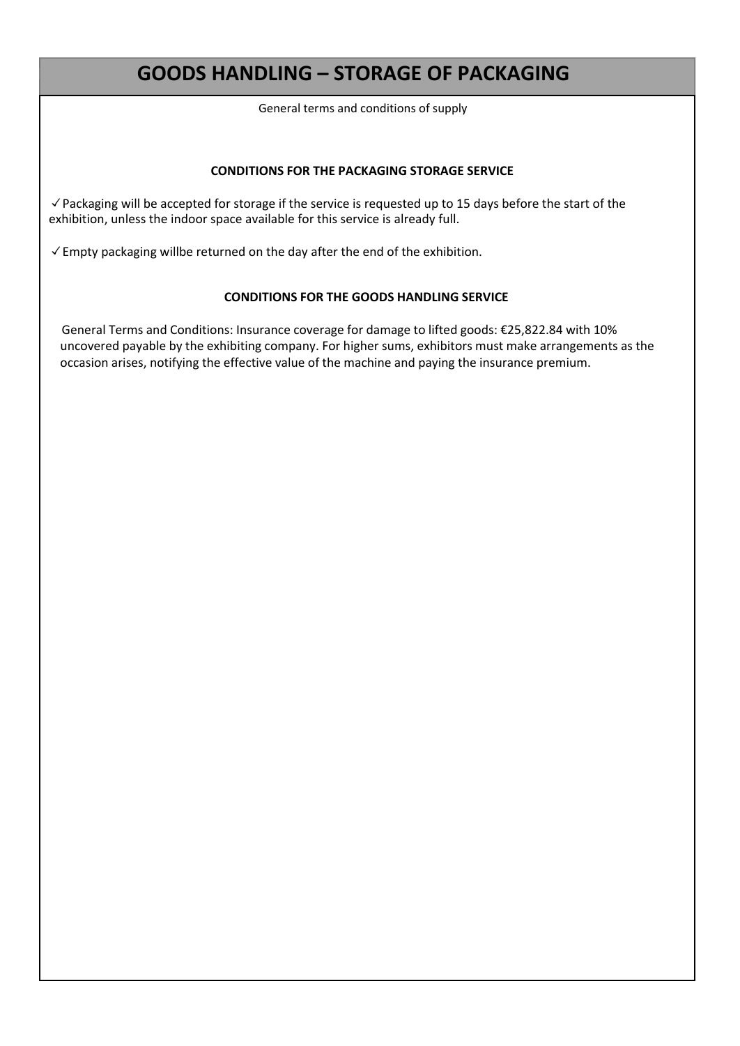# GOODS HANDLING – STORAGE OF PACKAGING

General terms and conditions of supply

**CONDITIONS FOR THE PACKAGING STORAGE SERVICE**

✓ Packaging will be accepted for storage if the service is requested up to 15 days before the start of the exhibition, unless the indoor space available for this service is already full.

✓ Empty packaging willbe returned on the day after the end of the exhibition.

**CONDITIONS FOR THE GOODS HANDLING SERVICE**

General Terms and Conditions: Insurance coverage for damage to lifted goods: €25,822.84 with 10% uncovered payable by the exhibiting company. For higher sums, exhibitors must make arrangements as the occasion arises, notifying the effective value of the machine and paying the insurance premium.